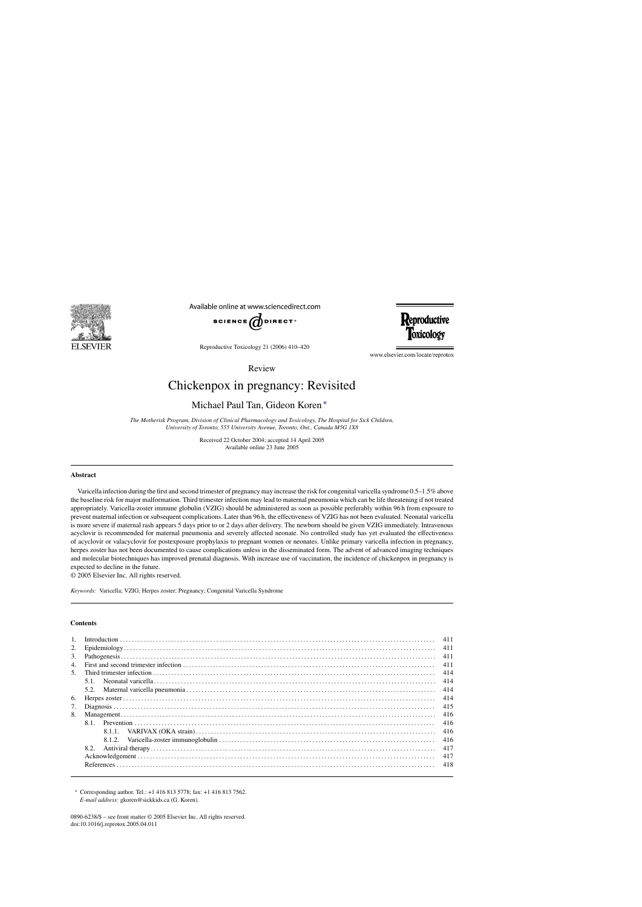Review

# Chickenpox in pregnancy: Revisited

Michael Paul Tan, Gideon Koren*

*The Motherisk Program, Division of Clinical Pharmacology and Toxicology, The Hospital for Sick Children, University of Toronto, 555 University Avenue, Toronto, Ont., Canada M5G 1X8*

Received 22 October 2004; accepted 14 April 2005
Available online 23 June 2005

## Abstract

Varicella infection during the first and second trimester of pregnancy may increase the risk for congenital varicella syndrome 0.5–1.5% above the baseline risk for major malformation. Third trimester infection may lead to maternal pneumonia which can be life threatening if not treated appropriately. Varicella-zoster immune globulin (VZIG) should be administered as soon as possible preferably within 96 h from exposure to prevent maternal infection or subsequent complications. Later than 96 h, the effectiveness of VZIG has not been evaluated. Neonatal varicella is more severe if maternal rash appears 5 days prior to or 2 days after delivery. The newborn should be given VZIG immediately. Intravenous acyclovir is recommended for maternal pneumonia and severely affected neonate. No controlled study has yet evaluated the effectiveness of acyclovir or valacyclovir for postexposure prophylaxis to pregnant women or neonates. Unlike primary varicella infection in pregnancy, herpes zoster has not been documented to cause complications unless in the disseminated form. The advent of advanced imaging techniques and molecular biotechniques has improved prenatal diagnosis. With increase use of vaccination, the incidence of chickenpox in pregnancy is expected to decline in the future.

© 2005 Elsevier Inc. All rights reserved.

*Keywords:* Varicella; VZIG; Herpes zoster; Pregnancy; Congenital Varicella Syndrome

## Contents

| | | |
|---|---|---|
| 1. | Introduction | 411 |
| 2. | Epidemiology | 411 |
| 3. | Pathogenesis | 411 |
| 4. | First and second trimester infection | 411 |
| 5. | Third trimester infection | 414 |
| | 5.1. Neonatal varicella | 414 |
| | 5.2. Maternal varicella pneumonia | 414 |
| 6. | Herpes zoster | 414 |
| 7. | Diagnosis | 415 |
| 8. | Management | 416 |
| | 8.1. Prevention | 416 |
| | 8.1.1. VARIVAX (OKA strain) | 416 |
| | 8.1.2. Varicella-zoster immunoglobulin | 416 |
| | 8.2. Antiviral therapy | 417 |
| | Acknowledgement | 417 |
| | References | 418 |

\* Corresponding author. Tel.: +1 416 813 5778; fax: +1 416 813 7562.
*E-mail address:* gkoren@sickkids.ca (G. Koren).

0890-6238/$ – see front matter © 2005 Elsevier Inc. All rights reserved.
doi:10.1016/j.reprotox.2005.04.011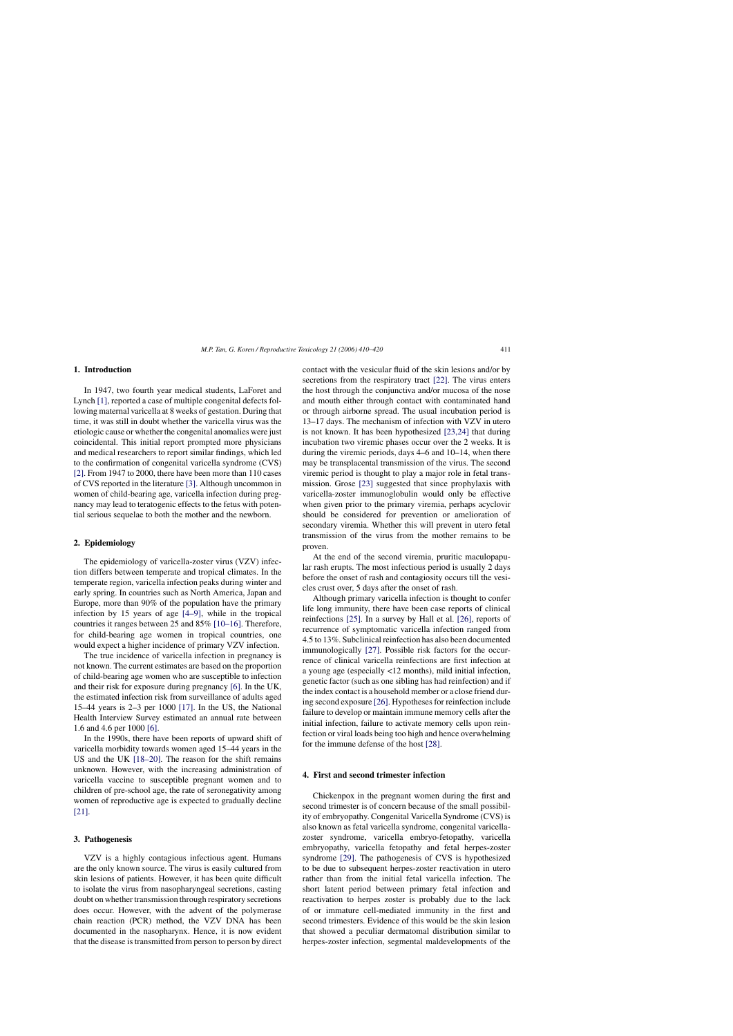## 1. Introduction

In 1947, two fourth year medical students, LaForet and Lynch [1], reported a case of multiple congenital defects following maternal varicella at 8 weeks of gestation. During that time, it was still in doubt whether the varicella virus was the etiologic cause or whether the congenital anomalies were just coincidental. This initial report prompted more physicians and medical researchers to report similar findings, which led to the confirmation of congenital varicella syndrome (CVS) [2]. From 1947 to 2000, there have been more than 110 cases of CVS reported in the literature [3]. Although uncommon in women of child-bearing age, varicella infection during pregnancy may lead to teratogenic effects to the fetus with potential serious sequelae to both the mother and the newborn.

## 2. Epidemiology

The epidemiology of varicella-zoster virus (VZV) infection differs between temperate and tropical climates. In the temperate region, varicella infection peaks during winter and early spring. In countries such as North America, Japan and Europe, more than 90% of the population have the primary infection by 15 years of age [4–9], while in the tropical countries it ranges between 25 and 85% [10–16]. Therefore, for child-bearing age women in tropical countries, one would expect a higher incidence of primary VZV infection.

The true incidence of varicella infection in pregnancy is not known. The current estimates are based on the proportion of child-bearing age women who are susceptible to infection and their risk for exposure during pregnancy [6]. In the UK, the estimated infection risk from surveillance of adults aged 15–44 years is 2–3 per 1000 [17]. In the US, the National Health Interview Survey estimated an annual rate between 1.6 and 4.6 per 1000 [6].

In the 1990s, there have been reports of upward shift of varicella morbidity towards women aged 15–44 years in the US and the UK [18–20]. The reason for the shift remains unknown. However, with the increasing administration of varicella vaccine to susceptible pregnant women and to children of pre-school age, the rate of seronegativity among women of reproductive age is expected to gradually decline [21].

## 3. Pathogenesis

VZV is a highly contagious infectious agent. Humans are the only known source. The virus is easily cultured from skin lesions of patients. However, it has been quite difficult to isolate the virus from nasopharyngeal secretions, casting doubt on whether transmission through respiratory secretions does occur. However, with the advent of the polymerase chain reaction (PCR) method, the VZV DNA has been documented in the nasopharynx. Hence, it is now evident that the disease is transmitted from person to person by direct contact with the vesicular fluid of the skin lesions and/or by secretions from the respiratory tract [22]. The virus enters the host through the conjunctiva and/or mucosa of the nose and mouth either through contact with contaminated hand or through airborne spread. The usual incubation period is 13–17 days. The mechanism of infection with VZV in utero is not known. It has been hypothesized [23,24] that during incubation two viremic phases occur over the 2 weeks. It is during the viremic periods, days 4–6 and 10–14, when there may be transplacental transmission of the virus. The second viremic period is thought to play a major role in fetal transmission. Grose [23] suggested that since prophylaxis with varicella-zoster immunoglobulin would only be effective when given prior to the primary viremia, perhaps acyclovir should be considered for prevention or amelioration of secondary viremia. Whether this will prevent in utero fetal transmission of the virus from the mother remains to be proven.

At the end of the second viremia, pruritic maculopapular rash erupts. The most infectious period is usually 2 days before the onset of rash and contagiosity occurs till the vesicles crust over, 5 days after the onset of rash.

Although primary varicella infection is thought to confer life long immunity, there have been case reports of clinical reinfections [25]. In a survey by Hall et al. [26], reports of recurrence of symptomatic varicella infection ranged from 4.5 to 13%. Subclinical reinfection has also been documented immunologically [27]. Possible risk factors for the occurrence of clinical varicella reinfections are first infection at a young age (especially <12 months), mild initial infection, genetic factor (such as one sibling has had reinfection) and if the index contact is a household member or a close friend during second exposure [26]. Hypotheses for reinfection include failure to develop or maintain immune memory cells after the initial infection, failure to activate memory cells upon reinfection or viral loads being too high and hence overwhelming the immune defense of the host [28].

## 4. First and second trimester infection

Chickenpox in the pregnant women during the first and second trimester is of concern because of the small possibility of embryopathy. Congenital Varicella Syndrome (CVS) is also known as fetal varicella syndrome, congenital varicella-zoster syndrome, varicella embryo-fetopathy, varicella embryopathy, varicella fetopathy and fetal herpes-zoster syndrome [29]. The pathogenesis of CVS is hypothesized to be due to subsequent herpes-zoster reactivation in utero rather than from the initial fetal varicella infection. The short latent period between primary fetal infection and reactivation to herpes zoster is probably due to the lack of or immature cell-mediated immunity in the first and second trimesters. Evidence of this would be the skin lesion that showed a peculiar dermatomal distribution similar to herpes-zoster infection, segmental maldevelopments of the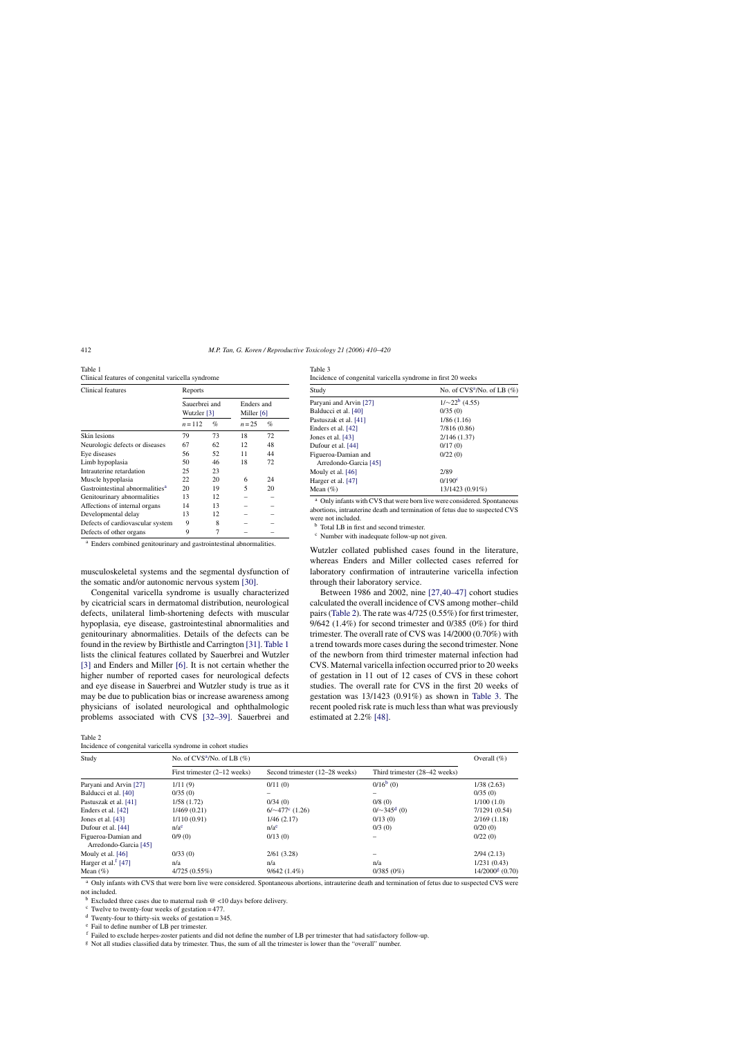Table 1
Clinical features of congenital varicella syndrome

| Clinical features | Reports | | | |
|---|---|---|---|---|
| | Sauerbrei and Wutzler [3] | | Enders and Miller [6] | |
| | $n = 112$ | % | $n = 25$ | % |
| Skin lesions | 79 | 73 | 18 | 72 |
| Neurologic defects or diseases | 67 | 62 | 12 | 48 |
| Eye diseases | 56 | 52 | 11 | 44 |
| Limb hypoplasia | 50 | 46 | 18 | 72 |
| Intrauterine retardation | 25 | 23 | | |
| Muscle hypoplasia | 22 | 20 | 6 | 24 |
| Gastrointestinal abnormalities[a] | 20 | 19 | 5 | 20 |
| Genitourinary abnormalities | 13 | 12 | – | – |
| Affections of internal organs | 14 | 13 | – | – |
| Developmental delay | 13 | 12 | – | – |
| Defects of cardiovascular system | 9 | 8 | – | – |
| Defects of other organs | 9 | 7 | – | – |

[a] Enders combined genitourinary and gastrointestinal abnormalities.

musculoskeletal systems and the segmental dysfunction of the somatic and/or autonomic nervous system [30].

Congenital varicella syndrome is usually characterized by cicatricial scars in dermatomal distribution, neurological defects, unilateral limb-shortening defects with muscular hypoplasia, eye disease, gastrointestinal abnormalities and genitourinary abnormalities. Details of the defects can be found in the review by Birthistle and Carrington [31]. Table 1 lists the clinical features collated by Sauerbrei and Wutzler [3] and Enders and Miller [6]. It is not certain whether the higher number of reported cases for neurological defects and eye disease in Sauerbrei and Wutzler study is true as it may be due to publication bias or increase awareness among physicians of isolated neurological and ophthalmologic problems associated with CVS [32–39]. Sauerbrei and Wutzler collated published cases found in the literature, whereas Enders and Miller collected cases referred for laboratory confirmation of intrauterine varicella infection through their laboratory service.

Between 1986 and 2002, nine [27,40–47] cohort studies calculated the overall incidence of CVS among mother–child pairs (Table 2). The rate was 4/725 (0.55%) for first trimester, 9/642 (1.4%) for second trimester and 0/385 (0%) for third trimester. The overall rate of CVS was 14/2000 (0.70%) with a trend towards more cases during the second trimester. None of the newborn from third trimester maternal infection had CVS. Maternal varicella infection occurred prior to 20 weeks of gestation in 11 out of 12 cases of CVS in these cohort studies. The overall rate for CVS in the first 20 weeks of gestation was 13/1423 (0.91%) as shown in Table 3. The recent pooled risk rate is much less than what was previously estimated at 2.2% [48].

Table 3
Incidence of congenital varicella syndrome in first 20 weeks

| Study | No. of CVS[a]/No. of LB (%) |
|---|---|
| Paryani and Arvin [27] | 1/∼22[b] (4.55) |
| Balducci et al. [40] | 0/35 (0) |
| Pastuszak et al. [41] | 1/86 (1.16) |
| Enders et al. [42] | 7/816 (0.86) |
| Jones et al. [43] | 2/146 (1.37) |
| Dufour et al. [44] | 0/17 (0) |
| Figueroa-Damian and Arredondo-Garcia [45] | 0/22 (0) |
| Mouly et al. [46] | 2/89 |
| Harger et al. [47] | 0/190[c] |
| Mean (%) | 13/1423 (0.91%) |

[a] Only infants with CVS that were born live were considered. Spontaneous abortions, intrauterine death and termination of fetus due to suspected CVS were not included.
[b] Total LB in first and second trimester.
[c] Number with inadequate follow-up not given.

Table 2
Incidence of congenital varicella syndrome in cohort studies

| Study | No. of CVS[a]/No. of LB (%) | | | Overall (%) |
|---|---|---|---|---|
| | First trimester (2–12 weeks) | Second trimester (12–28 weeks) | Third trimester (28–42 weeks) | |
| Paryani and Arvin [27] | 1/11 (9) | 0/11 (0) | 0/16[b] (0) | 1/38 (2.63) |
| Balducci et al. [40] | 0/35 (0) | – | – | 0/35 (0) |
| Pastuszak et al. [41] | 1/58 (1.72) | 0/34 (0) | 0/8 (0) | 1/100 (1.0) |
| Enders et al. [42] | 1/469 (0.21) | 6/∼477[c] (1.26) | 0/∼345[d] (0) | 7/1291 (0.54) |
| Jones et al. [43] | 1/110 (0.91) | 1/46 (2.17) | 0/13 (0) | 2/169 (1.18) |
| Dufour et al. [44] | n/a[e] | n/a[e] | 0/3 (0) | 0/20 (0) |
| Figueroa-Damian and Arredondo-Garcia [45] | 0/9 (0) | 0/13 (0) | – | 0/22 (0) |
| Mouly et al. [46] | 0/33 (0) | 2/61 (3.28) | – | 2/94 (2.13) |
| Harger et al.[f] [47] | n/a | n/a | n/a | 1/231 (0.43) |
| Mean (%) | 4/725 (0.55%) | 9/642 (1.4%) | 0/385 (0%) | 14/2000[g] (0.70) |

[a] Only infants with CVS that were born live were considered. Spontaneous abortions, intrauterine death and termination of fetus due to suspected CVS were not included.
[b] Excluded three cases due to maternal rash @ <10 days before delivery.
[c] Twelve to twenty-four weeks of gestation = 477.
[d] Twenty-four to thirty-six weeks of gestation = 345.
[e] Fail to define number of LB per trimester.
[f] Failed to exclude herpes-zoster patients and did not define the number of LB per trimester that had satisfactory follow-up.
[g] Not all studies classified data by trimester. Thus, the sum of all the trimester is lower than the "overall" number.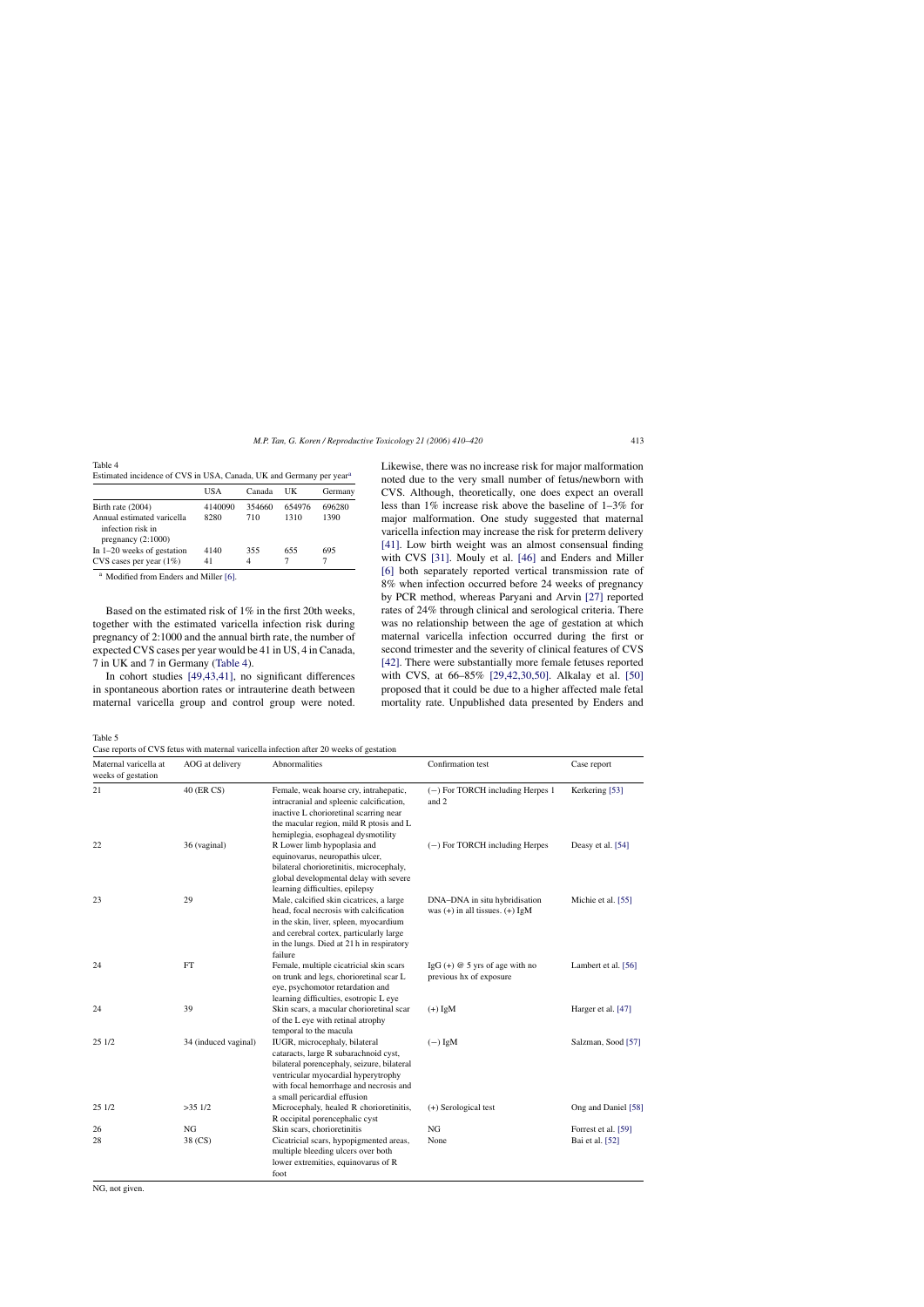Table 4
Estimated incidence of CVS in USA, Canada, UK and Germany per year[a]

| | USA | Canada | UK | Germany |
|---|---|---|---|---|
| Birth rate (2004) | 4140090 | 354660 | 654976 | 696280 |
| Annual estimated varicella infection risk in pregnancy (2:1000) | 8280 | 710 | 1310 | 1390 |
| In 1–20 weeks of gestation | 4140 | 355 | 655 | 695 |
| CVS cases per year (1%) | 41 | 4 | 7 | 7 |

[a] Modified from Enders and Miller [6].

Based on the estimated risk of 1% in the first 20th weeks, together with the estimated varicella infection risk during pregnancy of 2:1000 and the annual birth rate, the number of expected CVS cases per year would be 41 in US, 4 in Canada, 7 in UK and 7 in Germany (Table 4).

In cohort studies [49,43,41], no significant differences in spontaneous abortion rates or intrauterine death between maternal varicella group and control group were noted. Likewise, there was no increase risk for major malformation noted due to the very small number of fetus/newborn with CVS. Although, theoretically, one does expect an overall less than 1% increase risk above the baseline of 1–3% for major malformation. One study suggested that maternal varicella infection may increase the risk for preterm delivery [41]. Low birth weight was an almost consensual finding with CVS [31]. Mouly et al. [46] and Enders and Miller [6] both separately reported vertical transmission rate of 8% when infection occurred before 24 weeks of pregnancy by PCR method, whereas Paryani and Arvin [27] reported rates of 24% through clinical and serological criteria. There was no relationship between the age of gestation at which maternal varicella infection occurred during the first or second trimester and the severity of clinical features of CVS [42]. There were substantially more female fetuses reported with CVS, at 66–85% [29,42,30,50]. Alkalay et al. [50] proposed that it could be due to a higher affected male fetal mortality rate. Unpublished data presented by Enders and

Table 5
Case reports of CVS fetus with maternal varicella infection after 20 weeks of gestation

| Maternal varicella at weeks of gestation | AOG at delivery | Abnormalities | Confirmation test | Case report |
|---|---|---|---|---|
| 21 | 40 (ER CS) | Female, weak hoarse cry, intrahepatic, intracranial and spleenic calcification, inactive L chorioretinal scarring near the macular region, mild R ptosis and L hemiplegia, esophageal dysmotility | (−) For TORCH including Herpes 1 and 2 | Kerkering [53] |
| 22 | 36 (vaginal) | R Lower limb hypoplasia and equinovarus, neuropathis ulcer, bilateral chorioretinitis, microcephaly, global developmental delay with severe learning difficulties, epilepsy | (−) For TORCH including Herpes | Deasy et al. [54] |
| 23 | 29 | Male, calcified skin cicatrices, a large head, focal necrosis with calcification in the skin, liver, spleen, myocardium and cerebral cortex, particularly large in the lungs. Died at 21 h in respiratory failure | DNA–DNA in situ hybridisation was (+) in all tissues. (+) IgM | Michie et al. [55] |
| 24 | FT | Female, multiple cicatricial skin scars on trunk and legs, chorioretinal scar L eye, psychomotor retardation and learning difficulties, esotropic L eye | IgG (+) @ 5 yrs of age with no previous hx of exposure | Lambert et al. [56] |
| 24 | 39 | Skin scars, a macular chorioretinal scar of the L eye with retinal atrophy temporal to the macula | (+) IgM | Harger et al. [47] |
| 25 1/2 | 34 (induced vaginal) | IUGR, microcephaly, bilateral cataracts, large R subarachnoid cyst, bilateral porencephaly, seizure, bilateral ventricular myocardial hyperytrophy with focal hemorrhage and necrosis and a small pericardial effusion | (−) IgM | Salzman, Sood [57] |
| 25 1/2 | >35 1/2 | Microcephaly, healed R chorioretinitis, R occipital porencephalic cyst | (+) Serological test | Ong and Daniel [58] |
| 26 | NG | Skin scars, chorioretinitis | NG | Forrest et al. [59] |
| 28 | 38 (CS) | Cicatricial scars, hypopigmented areas, multiple bleeding ulcers over both lower extremities, equinovarus of R foot | None | Bai et al. [52] |

NG, not given.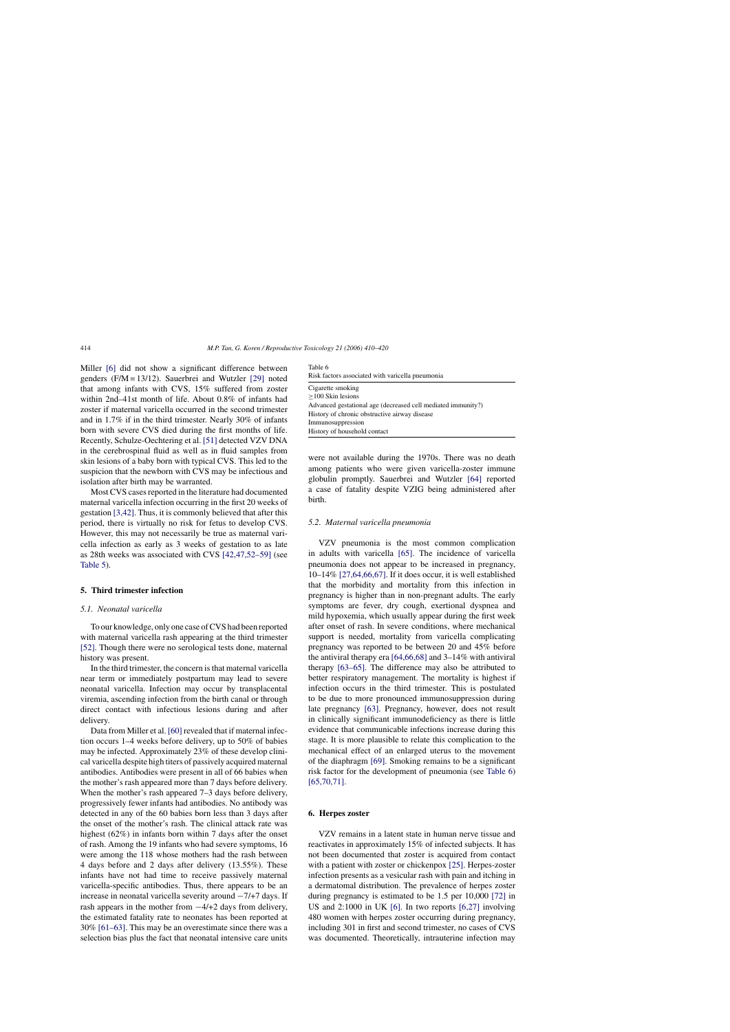Miller [6] did not show a significant difference between genders (F/M = 13/12). Sauerbrei and Wutzler [29] noted that among infants with CVS, 15% suffered from zoster within 2nd–41st month of life. About 0.8% of infants had zoster if maternal varicella occurred in the second trimester and in 1.7% if in the third trimester. Nearly 30% of infants born with severe CVS died during the first months of life. Recently, Schulze-Oechtering et al. [51] detected VZV DNA in the cerebrospinal fluid as well as in fluid samples from skin lesions of a baby born with typical CVS. This led to the suspicion that the newborn with CVS may be infectious and isolation after birth may be warranted.

Most CVS cases reported in the literature had documented maternal varicella infection occurring in the first 20 weeks of gestation [3,42]. Thus, it is commonly believed that after this period, there is virtually no risk for fetus to develop CVS. However, this may not necessarily be true as maternal varicella infection as early as 3 weeks of gestation to as late as 28th weeks was associated with CVS [42,47,52–59] (see Table 5).

## 5. Third trimester infection

### 5.1. Neonatal varicella

To our knowledge, only one case of CVS had been reported with maternal varicella rash appearing at the third trimester [52]. Though there were no serological tests done, maternal history was present.

In the third trimester, the concern is that maternal varicella near term or immediately postpartum may lead to severe neonatal varicella. Infection may occur by transplacental viremia, ascending infection from the birth canal or through direct contact with infectious lesions during and after delivery.

Data from Miller et al. [60] revealed that if maternal infection occurs 1–4 weeks before delivery, up to 50% of babies may be infected. Approximately 23% of these develop clinical varicella despite high titers of passively acquired maternal antibodies. Antibodies were present in all of 66 babies when the mother's rash appeared more than 7 days before delivery. When the mother's rash appeared 7–3 days before delivery, progressively fewer infants had antibodies. No antibody was detected in any of the 60 babies born less than 3 days after the onset of the mother's rash. The clinical attack rate was highest (62%) in infants born within 7 days after the onset of rash. Among the 19 infants who had severe symptoms, 16 were among the 118 whose mothers had the rash between 4 days before and 2 days after delivery (13.55%). These infants have not had time to receive passively maternal varicella-specific antibodies. Thus, there appears to be an increase in neonatal varicella severity around −7/+7 days. If rash appears in the mother from −4/+2 days from delivery, the estimated fatality rate to neonates has been reported at 30% [61–63]. This may be an overestimate since there was a selection bias plus the fact that neonatal intensive care units were not available during the 1970s. There was no death among patients who were given varicella-zoster immune globulin promptly. Sauerbrei and Wutzler [64] reported a case of fatality despite VZIG being administered after birth.

Table 6
Risk factors associated with varicella pneumonia

| |
|---|
| Cigarette smoking |
| ≥100 Skin lesions |
| Advanced gestational age (decreased cell mediated immunity?) |
| History of chronic obstructive airway disease |
| Immunosuppression |
| History of household contact |

### 5.2. Maternal varicella pneumonia

VZV pneumonia is the most common complication in adults with varicella [65]. The incidence of varicella pneumonia does not appear to be increased in pregnancy, 10–14% [27,64,66,67]. If it does occur, it is well established that the morbidity and mortality from this infection in pregnancy is higher than in non-pregnant adults. The early symptoms are fever, dry cough, exertional dyspnea and mild hypoxemia, which usually appear during the first week after onset of rash. In severe conditions, where mechanical support is needed, mortality from varicella complicating pregnancy was reported to be between 20 and 45% before the antiviral therapy era [64,66,68] and 3–14% with antiviral therapy [63–65]. The difference may also be attributed to better respiratory management. The mortality is highest if infection occurs in the third trimester. This is postulated to be due to more pronounced immunosuppression during late pregnancy [63]. Pregnancy, however, does not result in clinically significant immunodeficiency as there is little evidence that communicable infections increase during this stage. It is more plausible to relate this complication to the mechanical effect of an enlarged uterus to the movement of the diaphragm [69]. Smoking remains to be a significant risk factor for the development of pneumonia (see Table 6) [65,70,71].

## 6. Herpes zoster

VZV remains in a latent state in human nerve tissue and reactivates in approximately 15% of infected subjects. It has not been documented that zoster is acquired from contact with a patient with zoster or chickenpox [25]. Herpes-zoster infection presents as a vesicular rash with pain and itching in a dermatomal distribution. The prevalence of herpes zoster during pregnancy is estimated to be 1.5 per 10,000 [72] in US and 2:1000 in UK [6]. In two reports [6,27] involving 480 women with herpes zoster occurring during pregnancy, including 301 in first and second trimester, no cases of CVS was documented. Theoretically, intrauterine infection may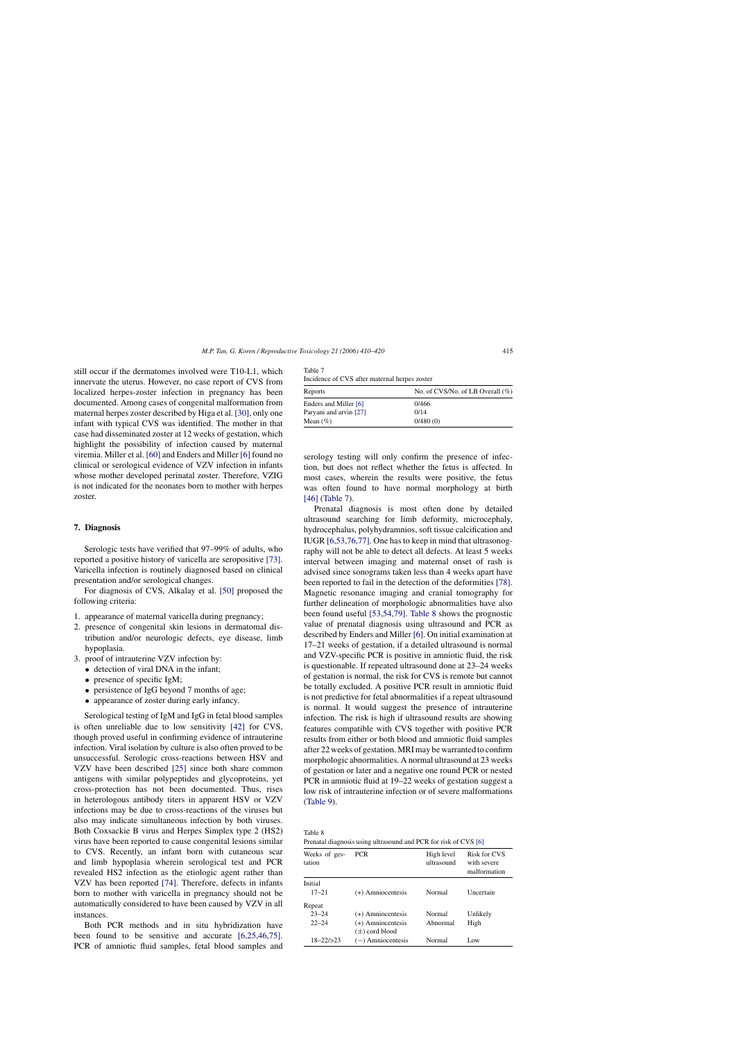still occur if the dermatomes involved were T10-L1, which innervate the uterus. However, no case report of CVS from localized herpes-zoster infection in pregnancy has been documented. Among cases of congenital malformation from maternal herpes zoster described by Higa et al. [30], only one infant with typical CVS was identified. The mother in that case had disseminated zoster at 12 weeks of gestation, which highlight the possibility of infection caused by maternal viremia. Miller et al. [60] and Enders and Miller [6] found no clinical or serological evidence of VZV infection in infants whose mother developed perinatal zoster. Therefore, VZIG is not indicated for the neonates born to mother with herpes zoster.

## 7. Diagnosis

Serologic tests have verified that 97–99% of adults, who reported a positive history of varicella are seropositive [73]. Varicella infection is routinely diagnosed based on clinical presentation and/or serological changes.

For diagnosis of CVS, Alkalay et al. [50] proposed the following criteria:

1. appearance of maternal varicella during pregnancy;
2. presence of congenital skin lesions in dermatomal distribution and/or neurologic defects, eye disease, limb hypoplasia.
3. proof of intrauterine VZV infection by:
   - detection of viral DNA in the infant;
   - presence of specific IgM;
   - persistence of IgG beyond 7 months of age;
   - appearance of zoster during early infancy.

Serological testing of IgM and IgG in fetal blood samples is often unreliable due to low sensitivity [42] for CVS, though proved useful in confirming evidence of intrauterine infection. Viral isolation by culture is also often proved to be unsuccessful. Serologic cross-reactions between HSV and VZV have been described [25] since both share common antigens with similar polypeptides and glycoproteins, yet cross-protection has not been documented. Thus, rises in heterologous antibody titers in apparent HSV or VZV infections may be due to cross-reactions of the viruses but also may indicate simultaneous infection by both viruses. Both Coxsackie B virus and Herpes Simplex type 2 (HS2) virus have been reported to cause congenital lesions similar to CVS. Recently, an infant born with cutaneous scar and limb hypoplasia wherein serological test and PCR revealed HS2 infection as the etiologic agent rather than VZV has been reported [74]. Therefore, defects in infants born to mother with varicella in pregnancy should not be automatically considered to have been caused by VZV in all instances.

Both PCR methods and in situ hybridization have been found to be sensitive and accurate [6,25,46,75]. PCR of amniotic fluid samples, fetal blood samples and serology testing will only confirm the presence of infection, but does not reflect whether the fetus is affected. In most cases, wherein the results were positive, the fetus was often found to have normal morphology at birth [46] (Table 7).

Table 7
Incidence of CVS after maternal herpes zoster

| Reports | No. of CVS/No. of LB Overall (%) |
|---|---|
| Enders and Miller [6] | 0/466 |
| Paryani and arvin [27] | 0/14 |
| Mean (%) | 0/480 (0) |

Prenatal diagnosis is most often done by detailed ultrasound searching for limb deformity, microcephaly, hydrocephalus, polyhydramnios, soft tissue calcification and IUGR [6,53,76,77]. One has to keep in mind that ultrasonography will not be able to detect all defects. At least 5 weeks interval between imaging and maternal onset of rash is advised since sonograms taken less than 4 weeks apart have been reported to fail in the detection of the deformities [78]. Magnetic resonance imaging and cranial tomography for further delineation of morphologic abnormalities have also been found useful [53,54,79]. Table 8 shows the prognostic value of prenatal diagnosis using ultrasound and PCR as described by Enders and Miller [6]. On initial examination at 17–21 weeks of gestation, if a detailed ultrasound is normal and VZV-specific PCR is positive in amniotic fluid, the risk is questionable. If repeated ultrasound done at 23–24 weeks of gestation is normal, the risk for CVS is remote but cannot be totally excluded. A positive PCR result in amniotic fluid is not predictive for fetal abnormalities if a repeat ultrasound is normal. It would suggest the presence of intrauterine infection. The risk is high if ultrasound results are showing features compatible with CVS together with positive PCR results from either or both blood and amniotic fluid samples after 22 weeks of gestation. MRI may be warranted to confirm morphologic abnormalities. A normal ultrasound at 23 weeks of gestation or later and a negative one round PCR or nested PCR in amniotic fluid at 19–22 weeks of gestation suggest a low risk of intrauterine infection or of severe malformations (Table 9).

Table 8
Prenatal diagnosis using ultrasound and PCR for risk of CVS [6]

| Weeks of gestation | PCR | High level ultrasound | Risk for CVS with severe malformation |
|---|---|---|---|
| Initial | | | |
| 17–21 | (+) Amniocentesis | Normal | Uncertain |
| Repeat | | | |
| 23–24 | (+) Amniocentesis | Normal | Unlikely |
| 22–24 | (+) Amniocentesis (±) cord blood | Abnormal | High |
| 18–22/>23 | (−) Amniocentesis | Normal | Low |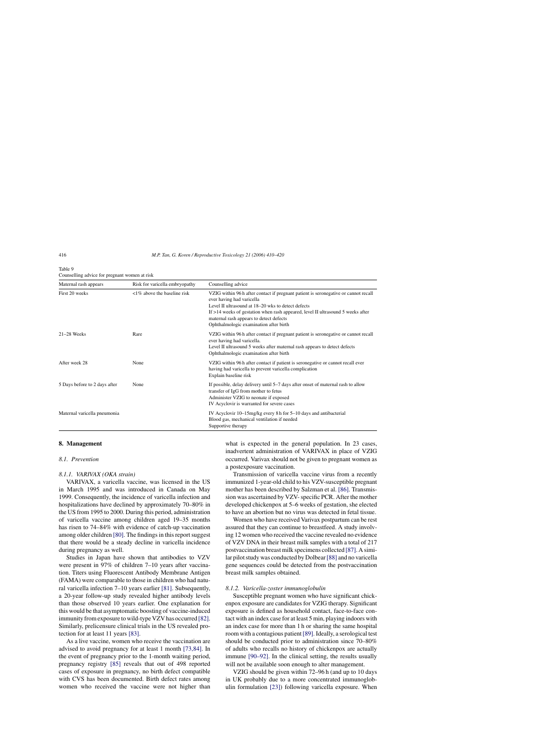Table 9
Counselling advice for pregnant women at risk

| Maternal rash appears | Risk for varicella embryopathy | Counselling advice |
|---|---|---|
| First 20 weeks | <1% above the baseline risk | VZIG within 96 h after contact if pregnant patient is seronegative or cannot recall ever having had varicella<br>Level II ultrasound at 18–20 wks to detect defects<br>If >14 weeks of gestation when rash appeared, level II ultrasound 5 weeks after maternal rash appears to detect defects<br>Ophthalmologic examination after birth |
| 21–28 Weeks | Rare | VZIG within 96 h after contact if pregnant patient is seronegative or cannot recall ever having had varicella.<br>Level II ultrasound 5 weeks after maternal rash appears to detect defects<br>Ophthalmologic examination after birth |
| After week 28 | None | VZIG within 96 h after contact if patient is seronegative or cannot recall ever having had varicella to prevent varicella complication<br>Explain baseline risk |
| 5 Days before to 2 days after | None | If possible, delay delivery until 5–7 days after onset of maternal rash to allow transfer of IgG from mother to fetus<br>Administer VZIG to neonate if exposed<br>IV Acyclovir is warranted for severe cases |
| Maternal varicella pneumonia | | IV Acyclovir 10–15mg/kg every 8 h for 5–10 days and antibacterial<br>Blood gas, mechanical ventilation if needed<br>Supportive therapy |

## 8. Management

### 8.1. Prevention

#### 8.1.1. VARIVAX (OKA strain)

VARIVAX, a varicella vaccine, was licensed in the US in March 1995 and was introduced in Canada on May 1999. Consequently, the incidence of varicella infection and hospitalizations have declined by approximately 70–80% in the US from 1995 to 2000. During this period, administration of varicella vaccine among children aged 19–35 months has risen to 74–84% with evidence of catch-up vaccination among older children [80]. The findings in this report suggest that there would be a steady decline in varicella incidence during pregnancy as well.

Studies in Japan have shown that antibodies to VZV were present in 97% of children 7–10 years after vaccination. Titers using Fluorescent Antibody Membrane Antigen (FAMA) were comparable to those in children who had natural varicella infection 7–10 years earlier [81]. Subsequently, a 20-year follow-up study revealed higher antibody levels than those observed 10 years earlier. One explanation for this would be that asymptomatic boosting of vaccine-induced immunity from exposure to wild-type VZV has occurred [82]. Similarly, prelicensure clinical trials in the US revealed protection for at least 11 years [83].

As a live vaccine, women who receive the vaccination are advised to avoid pregnancy for at least 1 month [73,84]. In the event of pregnancy prior to the 1-month waiting period, pregnancy registry [85] reveals that out of 498 reported cases of exposure in pregnancy, no birth defect compatible with CVS has been documented. Birth defect rates among women who received the vaccine were not higher than what is expected in the general population. In 23 cases, inadvertent administration of VARIVAX in place of VZIG occurred. Varivax should not be given to pregnant women as a postexposure vaccination.

Transmission of varicella vaccine virus from a recently immunized 1-year-old child to his VZV-susceptible pregnant mother has been described by Salzman et al. [86]. Transmission was ascertained by VZV- specific PCR. After the mother developed chickenpox at 5–6 weeks of gestation, she elected to have an abortion but no virus was detected in fetal tissue.

Women who have received Varivax postpartum can be rest assured that they can continue to breastfeed. A study involving 12 women who received the vaccine revealed no evidence of VZV DNA in their breast milk samples with a total of 217 postvaccination breast milk specimens collected [87]. A similar pilot study was conducted by Dolbear [88] and no varicella gene sequences could be detected from the postvaccination breast milk samples obtained.

#### 8.1.2. Varicella-zoster immunoglobulin

Susceptible pregnant women who have significant chickenpox exposure are candidates for VZIG therapy. Significant exposure is defined as household contact, face-to-face contact with an index case for at least 5 min, playing indoors with an index case for more than 1 h or sharing the same hospital room with a contagious patient [89]. Ideally, a serological test should be conducted prior to administration since 70–80% of adults who recalls no history of chickenpox are actually immune [90–92]. In the clinical setting, the results usually will not be available soon enough to alter management.

VZIG should be given within 72–96 h (and up to 10 days in UK probably due to a more concentrated immunoglobulin formulation [23]) following varicella exposure. When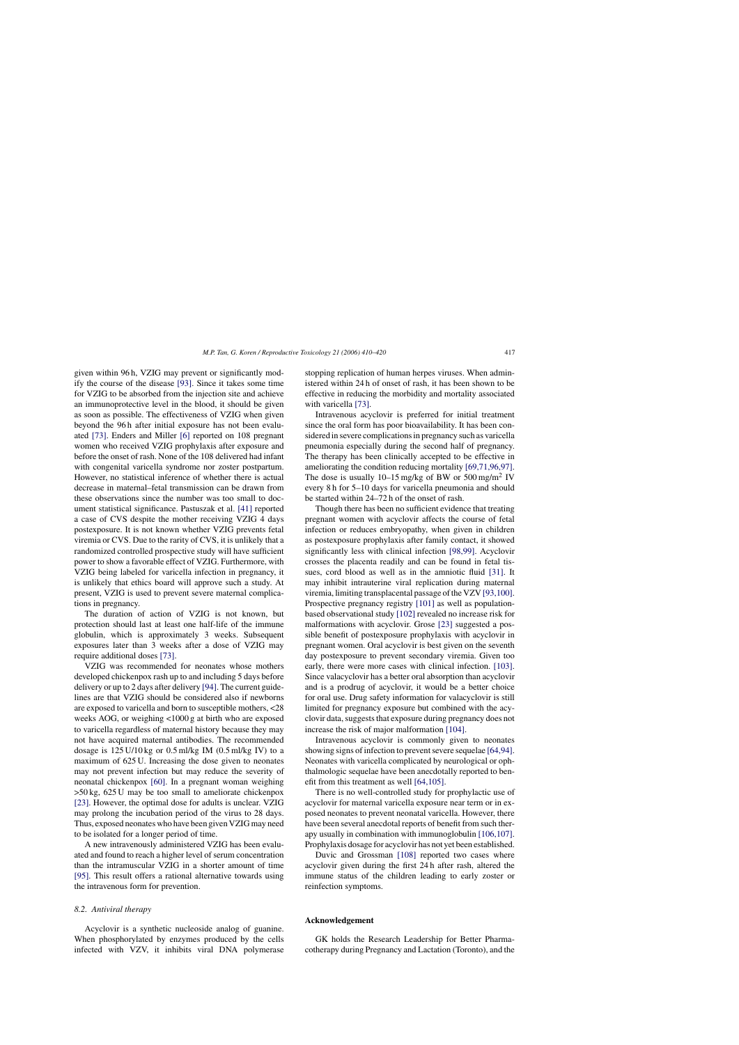given within 96 h, VZIG may prevent or significantly modify the course of the disease [93]. Since it takes some time for VZIG to be absorbed from the injection site and achieve an immunoprotective level in the blood, it should be given as soon as possible. The effectiveness of VZIG when given beyond the 96 h after initial exposure has not been evaluated [73]. Enders and Miller [6] reported on 108 pregnant women who received VZIG prophylaxis after exposure and before the onset of rash. None of the 108 delivered had infant with congenital varicella syndrome nor zoster postpartum. However, no statistical inference of whether there is actual decrease in maternal–fetal transmission can be drawn from these observations since the number was too small to document statistical significance. Pastuszak et al. [41] reported a case of CVS despite the mother receiving VZIG 4 days postexposure. It is not known whether VZIG prevents fetal viremia or CVS. Due to the rarity of CVS, it is unlikely that a randomized controlled prospective study will have sufficient power to show a favorable effect of VZIG. Furthermore, with VZIG being labeled for varicella infection in pregnancy, it is unlikely that ethics board will approve such a study. At present, VZIG is used to prevent severe maternal complications in pregnancy.

The duration of action of VZIG is not known, but protection should last at least one half-life of the immune globulin, which is approximately 3 weeks. Subsequent exposures later than 3 weeks after a dose of VZIG may require additional doses [73].

VZIG was recommended for neonates whose mothers developed chickenpox rash up to and including 5 days before delivery or up to 2 days after delivery [94]. The current guidelines are that VZIG should be considered also if newborns are exposed to varicella and born to susceptible mothers, <28 weeks AOG, or weighing <1000 g at birth who are exposed to varicella regardless of maternal history because they may not have acquired maternal antibodies. The recommended dosage is 125 U/10 kg or 0.5 ml/kg IM (0.5 ml/kg IV) to a maximum of 625 U. Increasing the dose given to neonates may not prevent infection but may reduce the severity of neonatal chickenpox [60]. In a pregnant woman weighing >50 kg, 625 U may be too small to ameliorate chickenpox [23]. However, the optimal dose for adults is unclear. VZIG may prolong the incubation period of the virus to 28 days. Thus, exposed neonates who have been given VZIG may need to be isolated for a longer period of time.

A new intravenously administered VZIG has been evaluated and found to reach a higher level of serum concentration than the intramuscular VZIG in a shorter amount of time [95]. This result offers a rational alternative towards using the intravenous form for prevention.

### *8.2. Antiviral therapy*

Acyclovir is a synthetic nucleoside analog of guanine. When phosphorylated by enzymes produced by the cells infected with VZV, it inhibits viral DNA polymerase stopping replication of human herpes viruses. When administered within 24 h of onset of rash, it has been shown to be effective in reducing the morbidity and mortality associated with varicella [73].

Intravenous acyclovir is preferred for initial treatment since the oral form has poor bioavailability. It has been considered in severe complications in pregnancy such as varicella pneumonia especially during the second half of pregnancy. The therapy has been clinically accepted to be effective in ameliorating the condition reducing mortality [69,71,96,97]. The dose is usually 10–15 mg/kg of BW or 500 mg/m$^2$ IV every 8 h for 5–10 days for varicella pneumonia and should be started within 24–72 h of the onset of rash.

Though there has been no sufficient evidence that treating pregnant women with acyclovir affects the course of fetal infection or reduces embryopathy, when given in children as postexposure prophylaxis after family contact, it showed significantly less with clinical infection [98,99]. Acyclovir crosses the placenta readily and can be found in fetal tissues, cord blood as well as in the amniotic fluid [31]. It may inhibit intrauterine viral replication during maternal viremia, limiting transplacental passage of the VZV [93,100]. Prospective pregnancy registry [101] as well as population-based observational study [102] revealed no increase risk for malformations with acyclovir. Grose [23] suggested a possible benefit of postexposure prophylaxis with acyclovir in pregnant women. Oral acyclovir is best given on the seventh day postexposure to prevent secondary viremia. Given too early, there were more cases with clinical infection. [103]. Since valacyclovir has a better oral absorption than acyclovir and is a prodrug of acyclovir, it would be a better choice for oral use. Drug safety information for valacyclovir is still limited for pregnancy exposure but combined with the acyclovir data, suggests that exposure during pregnancy does not increase the risk of major malformation [104].

Intravenous acyclovir is commonly given to neonates showing signs of infection to prevent severe sequelae [64,94]. Neonates with varicella complicated by neurological or ophthalmologic sequelae have been anecdotally reported to benefit from this treatment as well [64,105].

There is no well-controlled study for prophylactic use of acyclovir for maternal varicella exposure near term or in exposed neonates to prevent neonatal varicella. However, there have been several anecdotal reports of benefit from such therapy usually in combination with immunoglobulin [106,107]. Prophylaxis dosage for acyclovir has not yet been established.

Duvic and Grossman [108] reported two cases where acyclovir given during the first 24 h after rash, altered the immune status of the children leading to early zoster or reinfection symptoms.

## Acknowledgement

GK holds the Research Leadership for Better Pharmacotherapy during Pregnancy and Lactation (Toronto), and the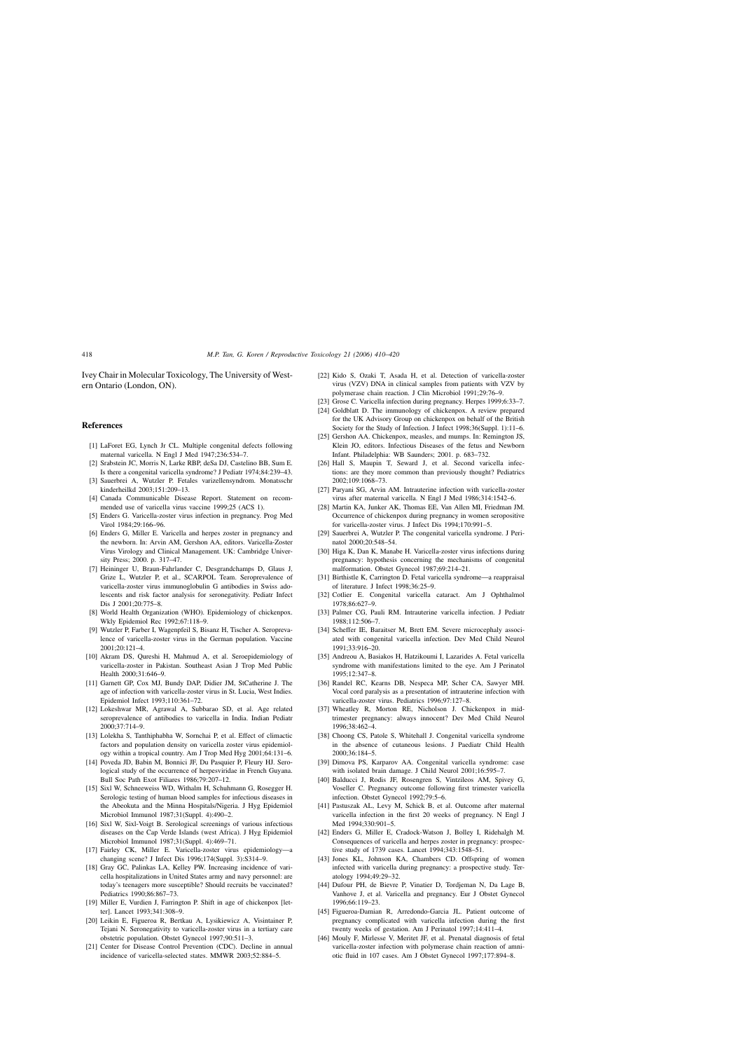Ivey Chair in Molecular Toxicology, The University of Western Ontario (London, ON).

## References

- [1] LaForet EG, Lynch Jr CL. Multiple congenital defects following maternal varicella. N Engl J Med 1947;236:534–7.
- [2] Srabstein JC, Morris N, Larke RBP, deSa DJ, Castelino BB, Sum E. Is there a congenital varicella syndrome? J Pediatr 1974;84:239–43.
- [3] Sauerbrei A, Wutzler P. Fetales varizellensyndrom. Monatsschr kinderheilkd 2003;151:209–13.
- [4] Canada Communicable Disease Report. Statement on recommended use of varicella virus vaccine 1999;25 (ACS 1).
- [5] Enders G. Varicella-zoster virus infection in pregnancy. Prog Med Virol 1984;29:166–96.
- [6] Enders G, Miller E. Varicella and herpes zoster in pregnancy and the newborn. In: Arvin AM, Gershon AA, editors. Varicella-Zoster Virus Virology and Clinical Management. UK: Cambridge University Press; 2000. p. 317–47.
- [7] Heininger U, Braun-Fahrlander C, Desgrandchamps D, Glaus J, Grize L, Wutzler P, et al., SCARPOL Team. Seroprevalence of varicella-zoster virus immunoglobulin G antibodies in Swiss adolescents and risk factor analysis for seronegativity. Pediatr Infect Dis J 2001;20:775–8.
- [8] World Health Organization (WHO). Epidemiology of chickenpox. Wkly Epidemiol Rec 1992;67:118–9.
- [9] Wutzler P, Farber I, Wagenpfeil S, Bisanz H, Tischer A. Seroprevalence of varicella-zoster virus in the German population. Vaccine 2001;20:121–4.
- [10] Akram DS, Qureshi H, Mahmud A, et al. Seroepidemiology of varicella-zoster in Pakistan. Southeast Asian J Trop Med Public Health 2000;31:646–9.
- [11] Garnett GP, Cox MJ, Bundy DAP, Didier JM, StCatherine J. The age of infection with varicella-zoster virus in St. Lucia, West Indies. Epidemiol Infect 1993;110:361–72.
- [12] Lokeshwar MR, Agrawal A, Subbarao SD, et al. Age related seroprevalence of antibodies to varicella in India. Indian Pediatr 2000;37:714–9.
- [13] Lolekha S, Tanthiphabha W, Sornchai P, et al. Effect of climactic factors and population density on varicella zoster virus epidemiology within a tropical country. Am J Trop Med Hyg 2001;64:131–6.
- [14] Poveda JD, Babin M, Bonnici JF, Du Pasquier P, Fleury HJ. Serological study of the occurrence of herpesviridae in French Guyana. Bull Soc Path Exot Filiares 1986;79:207–12.
- [15] Sixl W, Schneeweiss WD, Withalm H, Schuhmann G, Rosegger H. Serologic testing of human blood samples for infectious diseases in the Abeokuta and the Minna Hospitals/Nigeria. J Hyg Epidemiol Microbiol Immunol 1987;31(Suppl. 4):490–2.
- [16] Sixl W, Sixl-Voigt B. Serological screenings of various infectious diseases on the Cap Verde Islands (west Africa). J Hyg Epidemiol Microbiol Immunol 1987;31(Suppl. 4):469–71.
- [17] Fairley CK, Miller E. Varicella-zoster virus epidemiology—a changing scene? J Infect Dis 1996;174(Suppl. 3):S314–9.
- [18] Gray GC, Palinkas LA, Kelley PW. Increasing incidence of varicella hospitalizations in United States army and navy personnel: are today's teenagers more susceptible? Should recruits be vaccinated? Pediatrics 1990;86:867–73.
- [19] Miller E, Vurdien J, Farrington P. Shift in age of chickenpox [letter]. Lancet 1993;341:308–9.
- [20] Leikin E, Figueroa R, Bertkau A, Lysikiewicz A, Visintainer P, Tejani N. Seronegativity to varicella-zoster virus in a tertiary care obstetric population. Obstet Gynecol 1997;90:511–3.
- [21] Center for Disease Control Prevention (CDC). Decline in annual incidence of varicella-selected states. MMWR 2003;52:884–5.
- [22] Kido S, Ozaki T, Asada H, et al. Detection of varicella-zoster virus (VZV) DNA in clinical samples from patients with VZV by polymerase chain reaction. J Clin Microbiol 1991;29:76–9.
- [23] Grose C. Varicella infection during pregnancy. Herpes 1999;6:33–7.
- [24] Goldblatt D. The immunology of chickenpox. A review prepared for the UK Advisory Group on chickenpox on behalf of the British Society for the Study of Infection. J Infect 1998;36(Suppl. 1):11–6.
- [25] Gershon AA. Chickenpox, measles, and mumps. In: Remington JS, Klein JO, editors. Infectious Diseases of the fetus and Newborn Infant. Philadelphia: WB Saunders; 2001. p. 683–732.
- [26] Hall S, Maupin T, Seward J, et al. Second varicella infections: are they more common than previously thought? Pediatrics 2002;109:1068–73.
- [27] Paryani SG, Arvin AM. Intrauterine infection with varicella-zoster virus after maternal varicella. N Engl J Med 1986;314:1542–6.
- [28] Martin KA, Junker AK, Thomas EE, Van Allen MI, Friedman JM. Occurrence of chickenpox during pregnancy in women seropositive for varicella-zoster virus. J Infect Dis 1994;170:991–5.
- [29] Sauerbrei A, Wutzler P. The congenital varicella syndrome. J Perinatol 2000;20:548–54.
- [30] Higa K, Dan K, Manabe H. Varicella-zoster virus infections during pregnancy: hypothesis concerning the mechanisms of congenital malformation. Obstet Gynecol 1987;69:214–21.
- [31] Birthistle K, Carrington D. Fetal varicella syndrome—a reappraisal of literature. J Infect 1998;36:25–9.
- [32] Cotlier E. Congenital varicella cataract. Am J Ophthalmol 1978;86:627–9.
- [33] Palmer CG, Pauli RM. Intrauterine varicella infection. J Pediatr 1988;112:506–7.
- [34] Scheffer IE, Baraitser M, Brett EM. Severe microcephaly associated with congenital varicella infection. Dev Med Child Neurol 1991;33:916–20.
- [35] Andreou A, Basiakos H, Hatzikoumi I, Lazarides A. Fetal varicella syndrome with manifestations limited to the eye. Am J Perinatol 1995;12:347–8.
- [36] Randel RC, Kearns DB, Nespeca MP, Scher CA, Sawyer MH. Vocal cord paralysis as a presentation of intrauterine infection with varicella-zoster virus. Pediatrics 1996;97:127–8.
- [37] Wheatley R, Morton RE, Nicholson J. Chickenpox in midtrimester pregnancy: always innocent? Dev Med Child Neurol 1996;38:462–4.
- [38] Choong CS, Patole S, Whitehall J. Congenital varicella syndrome in the absence of cutaneous lesions. J Paediatr Child Health 2000;36:184–5.
- [39] Dimova PS, Karparov AA. Congenital varicella syndrome: case with isolated brain damage. J Child Neurol 2001;16:595–7.
- [40] Balducci J, Rodis JF, Rosengren S, Vintzileos AM, Spivey G, Voseller C. Pregnancy outcome following first trimester varicella infection. Obstet Gynecol 1992;79:5–6.
- [41] Pastuszak AL, Levy M, Schick B, et al. Outcome after maternal varicella infection in the first 20 weeks of pregnancy. N Engl J Med 1994;330:901–5.
- [42] Enders G, Miller E, Cradock-Watson J, Bolley I, Ridehalgh M. Consequences of varicella and herpes zoster in pregnancy: prospective study of 1739 cases. Lancet 1994;343:1548–51.
- [43] Jones KL, Johnson KA, Chambers CD. Offspring of women infected with varicella during pregnancy: a prospective study. Teratology 1994;49:29–32.
- [44] Dufour PH, de Bievre P, Vinatier D, Tordjeman N, Da Lage B, Vanhove J, et al. Varicella and pregnancy. Eur J Obstet Gynecol 1996;66:119–23.
- [45] Figueroa-Damian R, Arredondo-Garcia JL. Patient outcome of pregnancy complicated with varicella infection during the first twenty weeks of gestation. Am J Perinatol 1997;14:411–4.
- [46] Mouly F, Mirlesse V, Meritet JF, et al. Prenatal diagnosis of fetal varicella-zoster infection with polymerase chain reaction of amniotic fluid in 107 cases. Am J Obstet Gynecol 1997;177:894–8.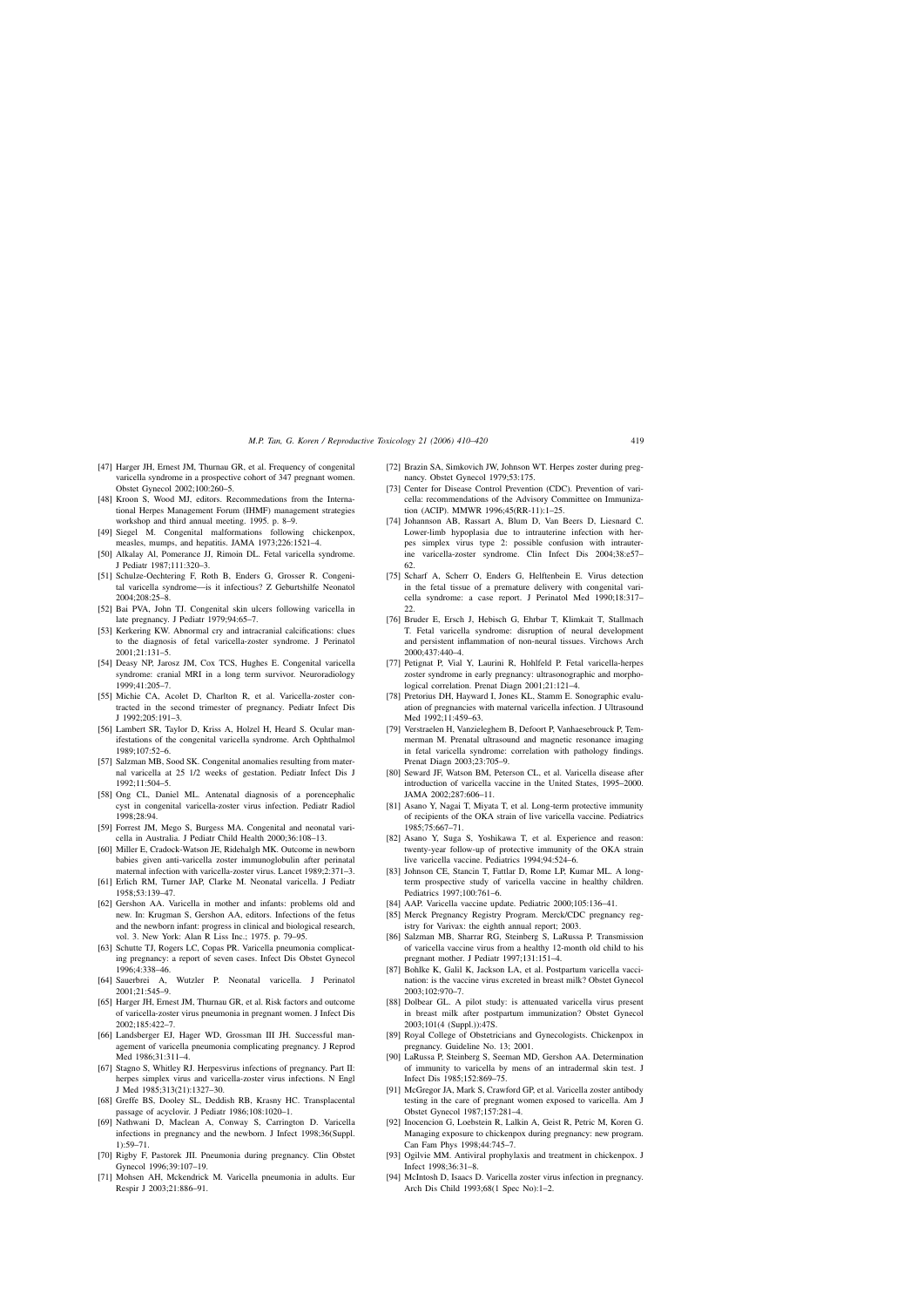[47] Harger JH, Ernest JM, Thurnau GR, et al. Frequency of congenital varicella syndrome in a prospective cohort of 347 pregnant women. Obstet Gynecol 2002;100:260–5.

[48] Kroon S, Wood MJ, editors. Recommedations from the International Herpes Management Forum (IHMF) management strategies workshop and third annual meeting. 1995. p. 8–9.

[49] Siegel M. Congenital malformations following chickenpox, measles, mumps, and hepatitis. JAMA 1973;226:1521–4.

[50] Alkalay Al, Pomerance JJ, Rimoin DL. Fetal varicella syndrome. J Pediatr 1987;111:320–3.

[51] Schulze-Oechtering F, Roth B, Enders G, Grosser R. Congenital varicella syndrome—is it infectious? Z Geburtshilfe Neonatol 2004;208:25–8.

[52] Bai PVA, John TJ. Congenital skin ulcers following varicella in late pregnancy. J Pediatr 1979;94:65–7.

[53] Kerkering KW. Abnormal cry and intracranial calcifications: clues to the diagnosis of fetal varicella-zoster syndrome. J Perinatol 2001;21:131–5.

[54] Deasy NP, Jarosz JM, Cox TCS, Hughes E. Congenital varicella syndrome: cranial MRI in a long term survivor. Neuroradiology 1999;41:205–7.

[55] Michie CA, Acolet D, Charlton R, et al. Varicella-zoster contracted in the second trimester of pregnancy. Pediatr Infect Dis J 1992;205:191–3.

[56] Lambert SR, Taylor D, Kriss A, Holzel H, Heard S. Ocular manifestations of the congenital varicella syndrome. Arch Ophthalmol 1989;107:52–6.

[57] Salzman MB, Sood SK. Congenital anomalies resulting from maternal varicella at 25 1/2 weeks of gestation. Pediatr Infect Dis J 1992;11:504–5.

[58] Ong CL, Daniel ML. Antenatal diagnosis of a porencephalic cyst in congenital varicella-zoster virus infection. Pediatr Radiol 1998;28:94.

[59] Forrest JM, Mego S, Burgess MA. Congenital and neonatal varicella in Australia. J Pediatr Child Health 2000;36:108–13.

[60] Miller E, Cradock-Watson JE, Ridehalgh MK. Outcome in newborn babies given anti-varicella zoster immunoglobulin after perinatal maternal infection with varicella-zoster virus. Lancet 1989;2:371–3.

[61] Erlich RM, Turner JAP, Clarke M. Neonatal varicella. J Pediatr 1958;53:139–47.

[62] Gershon AA. Varicella in mother and infants: problems old and new. In: Krugman S, Gershon AA, editors. Infections of the fetus and the newborn infant: progress in clinical and biological research, vol. 3. New York: Alan R Liss Inc.; 1975. p. 79–95.

[63] Schutte TJ, Rogers LC, Copas PR. Varicella pneumonia complicating pregnancy: a report of seven cases. Infect Dis Obstet Gynecol 1996;4:338–46.

[64] Sauerbrei A, Wutzler P. Neonatal varicella. J Perinatol 2001;21:545–9.

[65] Harger JH, Ernest JM, Thurnau GR, et al. Risk factors and outcome of varicella-zoster virus pneumonia in pregnant women. J Infect Dis 2002;185:422–7.

[66] Landsberger EJ, Hager WD, Grossman III JH. Successful management of varicella pneumonia complicating pregnancy. J Reprod Med 1986;31:311–4.

[67] Stagno S, Whitley RJ. Herpesvirus infections of pregnancy. Part II: herpes simplex virus and varicella-zoster virus infections. N Engl J Med 1985;313(21):1327–30.

[68] Greffe BS, Dooley SL, Deddish RB, Krasny HC. Transplacental passage of acyclovir. J Pediatr 1986;108:1020–1.

[69] Nathwani D, Maclean A, Conway S, Carrington D. Varicella infections in pregnancy and the newborn. J Infect 1998;36(Suppl. 1):59–71.

[70] Rigby F, Pastorek JII. Pneumonia during pregnancy. Clin Obstet Gynecol 1996;39:107–19.

[71] Mohsen AH, Mckendrick M. Varicella pneumonia in adults. Eur Respir J 2003;21:886–91.

[72] Brazin SA, Simkovich JW, Johnson WT. Herpes zoster during pregnancy. Obstet Gynecol 1979;53:175.

[73] Center for Disease Control Prevention (CDC). Prevention of varicella: recommendations of the Advisory Committee on Immunization (ACIP). MMWR 1996;45(RR-11):1–25.

[74] Johannson AB, Rassart A, Blum D, Van Beers D, Liesnard C. Lower-limb hypoplasia due to intrauterine infection with herpes simplex virus type 2: possible confusion with intrauterine varicella-zoster syndrome. Clin Infect Dis 2004;38:e57–62.

[75] Scharf A, Scherr O, Enders G, Helftenbein E. Virus detection in the fetal tissue of a premature delivery with congenital varicella syndrome: a case report. J Perinatol Med 1990;18:317–22.

[76] Bruder E, Ersch J, Hebisch G, Ehrbar T, Klimkait T, Stallmach T. Fetal varicella syndrome: disruption of neural development and persistent inflammation of non-neural tissues. Virchows Arch 2000;437:440–4.

[77] Petignat P, Vial Y, Laurini R, Hohlfeld P. Fetal varicella-herpes zoster syndrome in early pregnancy: ultrasonographic and morphological correlation. Prenat Diagn 2001;21:121–4.

[78] Pretorius DH, Hayward I, Jones KL, Stamm E. Sonographic evaluation of pregnancies with maternal varicella infection. J Ultrasound Med 1992;11:459–63.

[79] Verstraelen H, Vanzieleghem B, Defoort P, Vanhaesebrouck P, Temmerman M. Prenatal ultrasound and magnetic resonance imaging in fetal varicella syndrome: correlation with pathology findings. Prenat Diagn 2003;23:705–9.

[80] Seward JF, Watson BM, Peterson CL, et al. Varicella disease after introduction of varicella vaccine in the United States, 1995–2000. JAMA 2002;287:606–11.

[81] Asano Y, Nagai T, Miyata T, et al. Long-term protective immunity of recipients of the OKA strain of live varicella vaccine. Pediatrics 1985;75:667–71.

[82] Asano Y, Suga S, Yoshikawa T, et al. Experience and reason: twenty-year follow-up of protective immunity of the OKA strain live varicella vaccine. Pediatrics 1994;94:524–6.

[83] Johnson CE, Stancin T, Fattlar D, Rome LP, Kumar ML. A long-term prospective study of varicella vaccine in healthy children. Pediatrics 1997;100:761–6.

[84] AAP. Varicella vaccine update. Pediatric 2000;105:136–41.

[85] Merck Pregnancy Registry Program. Merck/CDC pregnancy registry for Varivax: the eighth annual report; 2003.

[86] Salzman MB, Sharrar RG, Steinberg S, LaRussa P. Transmission of varicella vaccine virus from a healthy 12-month old child to his pregnant mother. J Pediatr 1997;131:151–4.

[87] Bohlke K, Galil K, Jackson LA, et al. Postpartum varicella vaccination: is the vaccine virus excreted in breast milk? Obstet Gynecol 2003;102:970–7.

[88] Dolbear GL. A pilot study: is attenuated varicella virus present in breast milk after postpartum immunization? Obstet Gynecol 2003;101(4 (Suppl.)):47S.

[89] Royal College of Obstetricians and Gynecologists. Chickenpox in pregnancy. Guideline No. 13; 2001.

[90] LaRussa P, Steinberg S, Seeman MD, Gershon AA. Determination of immunity to varicella by mens of an intradermal skin test. J Infect Dis 1985;152:869–75.

[91] McGregor JA, Mark S, Crawford GP, et al. Varicella zoster antibody testing in the care of pregnant women exposed to varicella. Am J Obstet Gynecol 1987;157:281–4.

[92] Inocencion G, Loebstein R, Lalkin A, Geist R, Petric M, Koren G. Managing exposure to chickenpox during pregnancy: new program. Can Fam Phys 1998;44:745–7.

[93] Ogilvie MM. Antiviral prophylaxis and treatment in chickenpox. J Infect 1998;36:31–8.

[94] McIntosh D, Isaacs D. Varicella zoster virus infection in pregnancy. Arch Dis Child 1993;68(1 Spec No):1–2.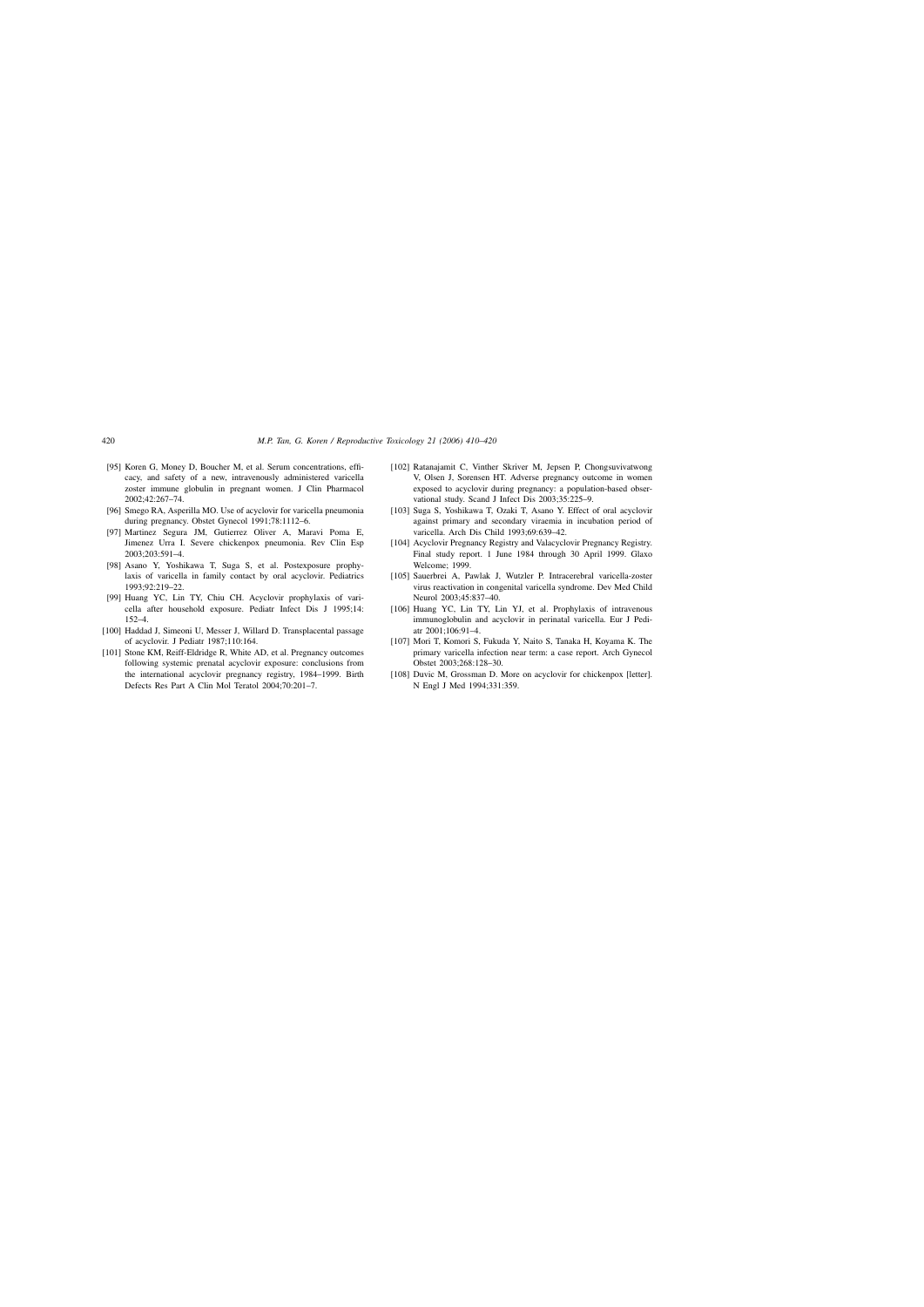[95] Koren G, Money D, Boucher M, et al. Serum concentrations, efficacy, and safety of a new, intravenously administered varicella zoster immune globulin in pregnant women. J Clin Pharmacol 2002;42:267–74.

[96] Smego RA, Asperilla MO. Use of acyclovir for varicella pneumonia during pregnancy. Obstet Gynecol 1991;78:1112–6.

[97] Martinez Segura JM, Gutierrez Oliver A, Maravi Poma E, Jimenez Urra I. Severe chickenpox pneumonia. Rev Clin Esp 2003;203:591–4.

[98] Asano Y, Yoshikawa T, Suga S, et al. Postexposure prophylaxis of varicella in family contact by oral acyclovir. Pediatrics 1993;92:219–22.

[99] Huang YC, Lin TY, Chiu CH. Acyclovir prophylaxis of varicella after household exposure. Pediatr Infect Dis J 1995;14: 152–4.

[100] Haddad J, Simeoni U, Messer J, Willard D. Transplacental passage of acyclovir. J Pediatr 1987;110:164.

[101] Stone KM, Reiff-Eldridge R, White AD, et al. Pregnancy outcomes following systemic prenatal acyclovir exposure: conclusions from the international acyclovir pregnancy registry, 1984–1999. Birth Defects Res Part A Clin Mol Teratol 2004;70:201–7.

[102] Ratanajamit C, Vinther Skriver M, Jepsen P, Chongsuvivatwong V, Olsen J, Sorensen HT. Adverse pregnancy outcome in women exposed to acyclovir during pregnancy: a population-based observational study. Scand J Infect Dis 2003;35:225–9.

[103] Suga S, Yoshikawa T, Ozaki T, Asano Y. Effect of oral acyclovir against primary and secondary viraemia in incubation period of varicella. Arch Dis Child 1993;69:639–42.

[104] Acyclovir Pregnancy Registry and Valacyclovir Pregnancy Registry. Final study report. 1 June 1984 through 30 April 1999. Glaxo Welcome; 1999.

[105] Sauerbrei A, Pawlak J, Wutzler P. Intracerebral varicella-zoster virus reactivation in congenital varicella syndrome. Dev Med Child Neurol 2003;45:837–40.

[106] Huang YC, Lin TY, Lin YJ, et al. Prophylaxis of intravenous immunoglobulin and acyclovir in perinatal varicella. Eur J Pediatr 2001;106:91–4.

[107] Mori T, Komori S, Fukuda Y, Naito S, Tanaka H, Koyama K. The primary varicella infection near term: a case report. Arch Gynecol Obstet 2003;268:128–30.

[108] Duvic M, Grossman D. More on acyclovir for chickenpox [letter]. N Engl J Med 1994;331:359.